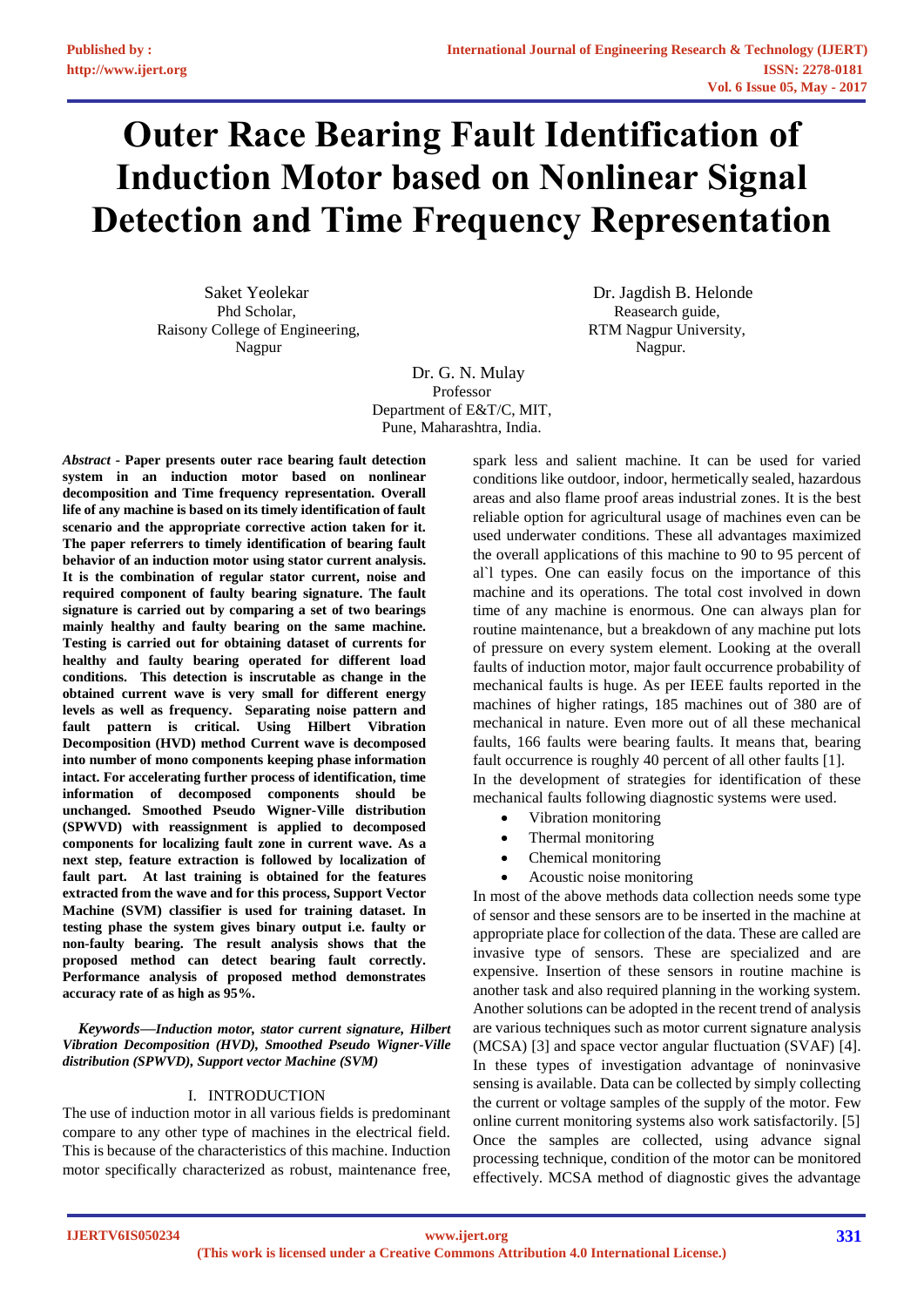# Outer Race Bearing Fault Identification of Induction Motor based on Nonlinear Signal Detection and Time Frequency Representation

Saket Yeolekar
Phd Scholar,
Raisony College of Engineering,
Nagpur

Dr. Jagdish B. Helonde
Reasearch guide,
RTM Nagpur University,
Nagpur.

Dr. G. N. Mulay
Professor
Department of E&T/C, MIT,
Pune, Maharashtra, India.

***Abstract*** **- Paper presents outer race bearing fault detection system in an induction motor based on nonlinear decomposition and Time frequency representation. Overall life of any machine is based on its timely identification of fault scenario and the appropriate corrective action taken for it. The paper referrers to timely identification of bearing fault behavior of an induction motor using stator current analysis. It is the combination of regular stator current, noise and required component of faulty bearing signature. The fault signature is carried out by comparing a set of two bearings mainly healthy and faulty bearing on the same machine. Testing is carried out for obtaining dataset of currents for healthy and faulty bearing operated for different load conditions. This detection is inscrutable as change in the obtained current wave is very small for different energy levels as well as frequency. Separating noise pattern and fault pattern is critical. Using Hilbert Vibration Decomposition (HVD) method Current wave is decomposed into number of mono components keeping phase information intact. For accelerating further process of identification, time information of decomposed components should be unchanged. Smoothed Pseudo Wigner-Ville distribution (SPWVD) with reassignment is applied to decomposed components for localizing fault zone in current wave. As a next step, feature extraction is followed by localization of fault part. At last training is obtained for the features extracted from the wave and for this process, Support Vector Machine (SVM) classifier is used for training dataset. In testing phase the system gives binary output i.e. faulty or non-faulty bearing. The result analysis shows that the proposed method can detect bearing fault correctly. Performance analysis of proposed method demonstrates accuracy rate of as high as 95%.**

***Keywords—Induction motor, stator current signature, Hilbert Vibration Decomposition (HVD), Smoothed Pseudo Wigner-Ville distribution (SPWVD), Support vector Machine (SVM)***

## I. INTRODUCTION

The use of induction motor in all various fields is predominant compare to any other type of machines in the electrical field. This is because of the characteristics of this machine. Induction motor specifically characterized as robust, maintenance free, spark less and salient machine. It can be used for varied conditions like outdoor, indoor, hermetically sealed, hazardous areas and also flame proof areas industrial zones. It is the best reliable option for agricultural usage of machines even can be used underwater conditions. These all advantages maximized the overall applications of this machine to 90 to 95 percent of al`l types. One can easily focus on the importance of this machine and its operations. The total cost involved in down time of any machine is enormous. One can always plan for routine maintenance, but a breakdown of any machine put lots of pressure on every system element. Looking at the overall faults of induction motor, major fault occurrence probability of mechanical faults is huge. As per IEEE faults reported in the machines of higher ratings, 185 machines out of 380 are of mechanical in nature. Even more out of all these mechanical faults, 166 faults were bearing faults. It means that, bearing fault occurrence is roughly 40 percent of all other faults [1].

In the development of strategies for identification of these mechanical faults following diagnostic systems were used.

- Vibration monitoring
- Thermal monitoring
- Chemical monitoring
- Acoustic noise monitoring

In most of the above methods data collection needs some type of sensor and these sensors are to be inserted in the machine at appropriate place for collection of the data. These are called are invasive type of sensors. These are specialized and are expensive. Insertion of these sensors in routine machine is another task and also required planning in the working system. Another solutions can be adopted in the recent trend of analysis are various techniques such as motor current signature analysis (MCSA) [3] and space vector angular fluctuation (SVAF) [4]. In these types of investigation advantage of noninvasive sensing is available. Data can be collected by simply collecting the current or voltage samples of the supply of the motor. Few online current monitoring systems also work satisfactorily. [5] Once the samples are collected, using advance signal processing technique, condition of the motor can be monitored effectively. MCSA method of diagnostic gives the advantage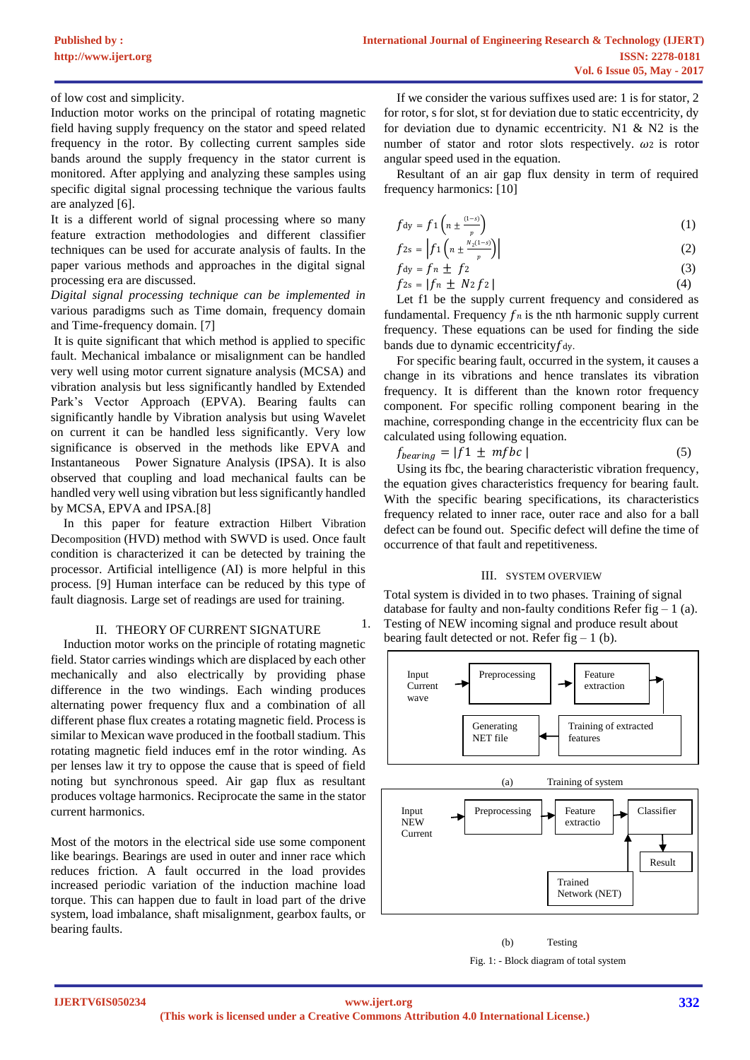of low cost and simplicity.

Induction motor works on the principal of rotating magnetic field having supply frequency on the stator and speed related frequency in the rotor. By collecting current samples side bands around the supply frequency in the stator current is monitored. After applying and analyzing these samples using specific digital signal processing technique the various faults are analyzed [6].

It is a different world of signal processing where so many feature extraction methodologies and different classifier techniques can be used for accurate analysis of faults. In the paper various methods and approaches in the digital signal processing era are discussed.

*Digital signal processing technique can be implemented in* various paradigms such as Time domain, frequency domain and Time-frequency domain. [7]

It is quite significant that which method is applied to specific fault. Mechanical imbalance or misalignment can be handled very well using motor current signature analysis (MCSA) and vibration analysis but less significantly handled by Extended Park's Vector Approach (EPVA). Bearing faults can significantly handle by Vibration analysis but using Wavelet on current it can be handled less significantly. Very low significance is observed in the methods like EPVA and Instantaneous Power Signature Analysis (IPSA). It is also observed that coupling and load mechanical faults can be handled very well using vibration but less significantly handled by MCSA, EPVA and IPSA.[8]

In this paper for feature extraction Hilbert Vibration Decomposition (HVD) method with SWVD is used. Once fault condition is characterized it can be detected by training the processor. Artificial intelligence (AI) is more helpful in this process. [9] Human interface can be reduced by this type of fault diagnosis. Large set of readings are used for training.

## II. THEORY OF CURRENT SIGNATURE

Induction motor works on the principle of rotating magnetic field. Stator carries windings which are displaced by each other mechanically and also electrically by providing phase difference in the two windings. Each winding produces alternating power frequency flux and a combination of all different phase flux creates a rotating magnetic field. Process is similar to Mexican wave produced in the football stadium. This rotating magnetic field induces emf in the rotor winding. As per lenses law it try to oppose the cause that is speed of field noting but synchronous speed. Air gap flux as resultant produces voltage harmonics. Reciprocate the same in the stator current harmonics.

Most of the motors in the electrical side use some component like bearings. Bearings are used in outer and inner race which reduces friction. A fault occurred in the load provides increased periodic variation of the induction machine load torque. This can happen due to fault in load part of the drive system, load imbalance, shaft misalignment, gearbox faults, or bearing faults.

If we consider the various suffixes used are: 1 is for stator, 2 for rotor, s for slot, st for deviation due to static eccentricity, dy for deviation due to dynamic eccentricity. N1 & N2 is the number of stator and rotor slots respectively. $\omega_2$ is rotor angular speed used in the equation.

Resultant of an air gap flux density in term of required frequency harmonics: [10]

$$f_{dy} = f_1\left(n \pm \frac{(1-s)}{p}\right) \quad (1)$$

$$f_{2s} = \left|f_1\left(n \pm \frac{N_2(1-s)}{p}\right)\right| \quad (2)$$

$$f_{dy} = f_n \pm f_2 \quad (3)$$

$$f_{2s} = |f_n \pm N_2 f_2| \quad (4)$$

Let f1 be the supply current frequency and considered as fundamental. Frequency $f_n$ is the nth harmonic supply current frequency. These equations can be used for finding the side bands due to dynamic eccentricity $f_{dy}$.

For specific bearing fault, occurred in the system, it causes a change in its vibrations and hence translates its vibration frequency. It is different than the known rotor frequency component. For specific rolling component bearing in the machine, corresponding change in the eccentricity flux can be calculated using following equation.

$$f_{bearing} = |f1 \pm mfbc| \quad (5)$$

Using its fbc, the bearing characteristic vibration frequency, the equation gives characteristics frequency for bearing fault. With the specific bearing specifications, its characteristics frequency related to inner race, outer race and also for a ball defect can be found out. Specific defect will define the time of occurrence of that fault and repetitiveness.

## III. SYSTEM OVERVIEW

Total system is divided in to two phases. Training of signal database for faulty and non-faulty conditions Refer fig – 1 (a).

1. Testing of NEW incoming signal and produce result about bearing fault detected or not. Refer fig – 1 (b).

Input Current wave → Preprocessing → Feature extraction → Training of extracted features → Generating NET file

(a) Training of system

Input NEW Current → Preprocessing → Feature extractio → Classifier → Result; Trained Network (NET) → Classifier

(b) Testing

Fig. 1: - Block diagram of total system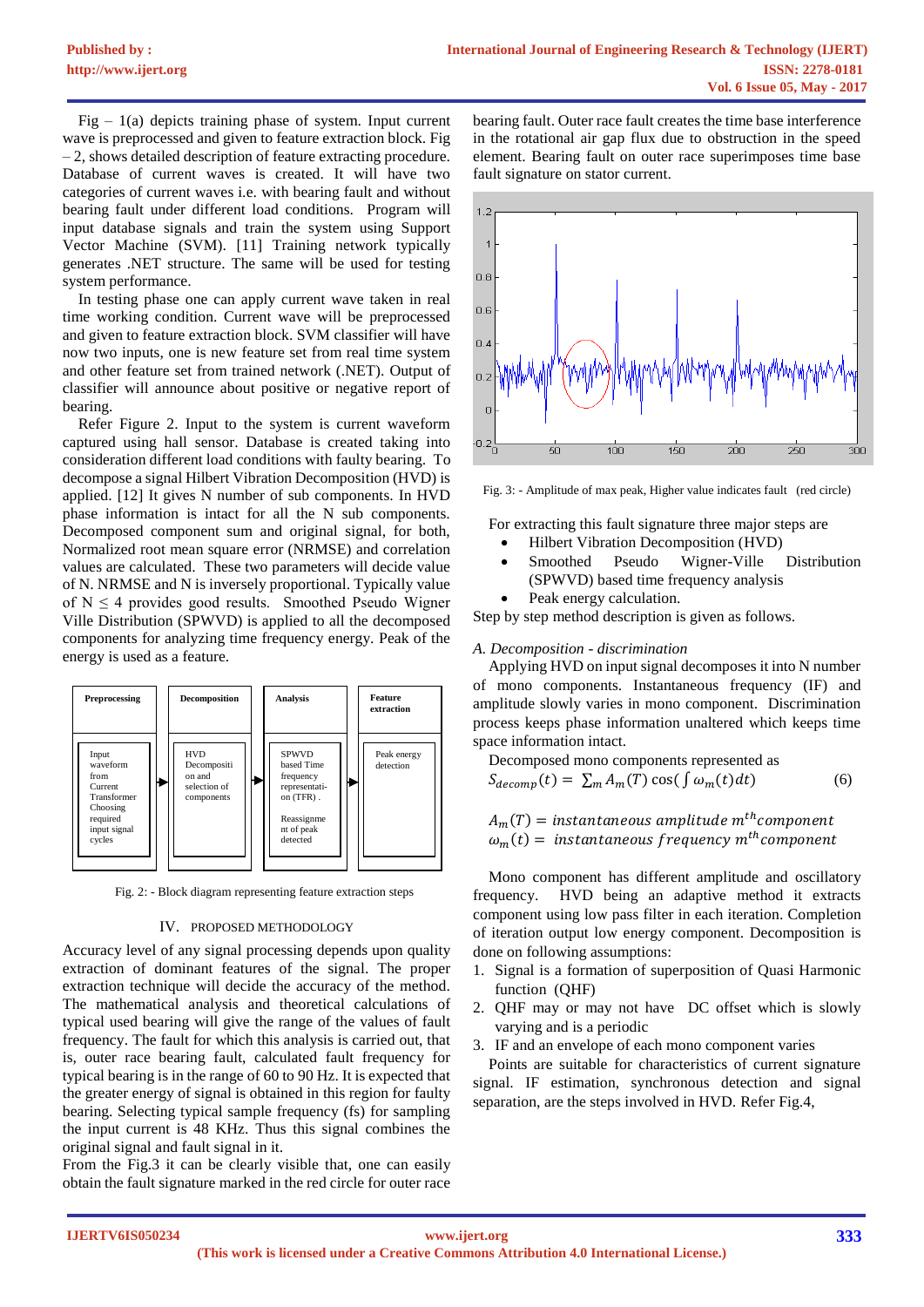Fig – 1(a) depicts training phase of system. Input current wave is preprocessed and given to feature extraction block. Fig – 2, shows detailed description of feature extracting procedure. Database of current waves is created. It will have two categories of current waves i.e. with bearing fault and without bearing fault under different load conditions. Program will input database signals and train the system using Support Vector Machine (SVM). [11] Training network typically generates .NET structure. The same will be used for testing system performance.

In testing phase one can apply current wave taken in real time working condition. Current wave will be preprocessed and given to feature extraction block. SVM classifier will have now two inputs, one is new feature set from real time system and other feature set from trained network (.NET). Output of classifier will announce about positive or negative report of bearing.

Refer Figure 2. Input to the system is current waveform captured using hall sensor. Database is created taking into consideration different load conditions with faulty bearing. To decompose a signal Hilbert Vibration Decomposition (HVD) is applied. [12] It gives N number of sub components. In HVD phase information is intact for all the N sub components. Decomposed component sum and original signal, for both, Normalized root mean square error (NRMSE) and correlation values are calculated. These two parameters will decide value of N. NRMSE and N is inversely proportional. Typically value of $N \leq 4$ provides good results. Smoothed Pseudo Wigner Ville Distribution (SPWVD) is applied to all the decomposed components for analyzing time frequency energy. Peak of the energy is used as a feature.

| Preprocessing | Decomposition | Analysis | Feature extraction |
|---|---|---|---|
| Input waveform from Current Transformer Choosing required input signal cycles | HVD Decomposition and selection of components | SPWVD based Time frequency representation (TFR). Reassignment of peak detected | Peak energy detection |

Fig. 2: - Block diagram representing feature extraction steps

## IV. PROPOSED METHODOLOGY

Accuracy level of any signal processing depends upon quality extraction of dominant features of the signal. The proper extraction technique will decide the accuracy of the method. The mathematical analysis and theoretical calculations of typical used bearing will give the range of the values of fault frequency. The fault for which this analysis is carried out, that is, outer race bearing fault, calculated fault frequency for typical bearing is in the range of 60 to 90 Hz. It is expected that the greater energy of signal is obtained in this region for faulty bearing. Selecting typical sample frequency (fs) for sampling the input current is 48 KHz. Thus this signal combines the original signal and fault signal in it.

From the Fig.3 it can be clearly visible that, one can easily obtain the fault signature marked in the red circle for outer race bearing fault. Outer race fault creates the time base interference in the rotational air gap flux due to obstruction in the speed element. Bearing fault on outer race superimposes time base fault signature on stator current.

Fig. 3: - Amplitude of max peak, Higher value indicates fault (red circle)

For extracting this fault signature three major steps are

- Hilbert Vibration Decomposition (HVD)
- Smoothed Pseudo Wigner-Ville Distribution (SPWVD) based time frequency analysis
- Peak energy calculation.

Step by step method description is given as follows.

### *A. Decomposition - discrimination*

Applying HVD on input signal decomposes it into N number of mono components. Instantaneous frequency (IF) and amplitude slowly varies in mono component. Discrimination process keeps phase information unaltered which keeps time space information intact.

Decomposed mono components represented as

$$S_{decomp}(t) = \sum_{m} A_m(T)\cos\left(\int \omega_m(t)dt\right) \qquad (6)$$

$A_m(T) = instantaneous\ amplitude\ m^{th} component$

$\omega_m(t) = instantaneous\ frequency\ m^{th} component$

Mono component has different amplitude and oscillatory frequency. HVD being an adaptive method it extracts component using low pass filter in each iteration. Completion of iteration output low energy component. Decomposition is done on following assumptions:

1. Signal is a formation of superposition of Quasi Harmonic function (QHF)
2. QHF may or may not have DC offset which is slowly varying and is a periodic
3. IF and an envelope of each mono component varies

Points are suitable for characteristics of current signature signal. IF estimation, synchronous detection and signal separation, are the steps involved in HVD. Refer Fig.4,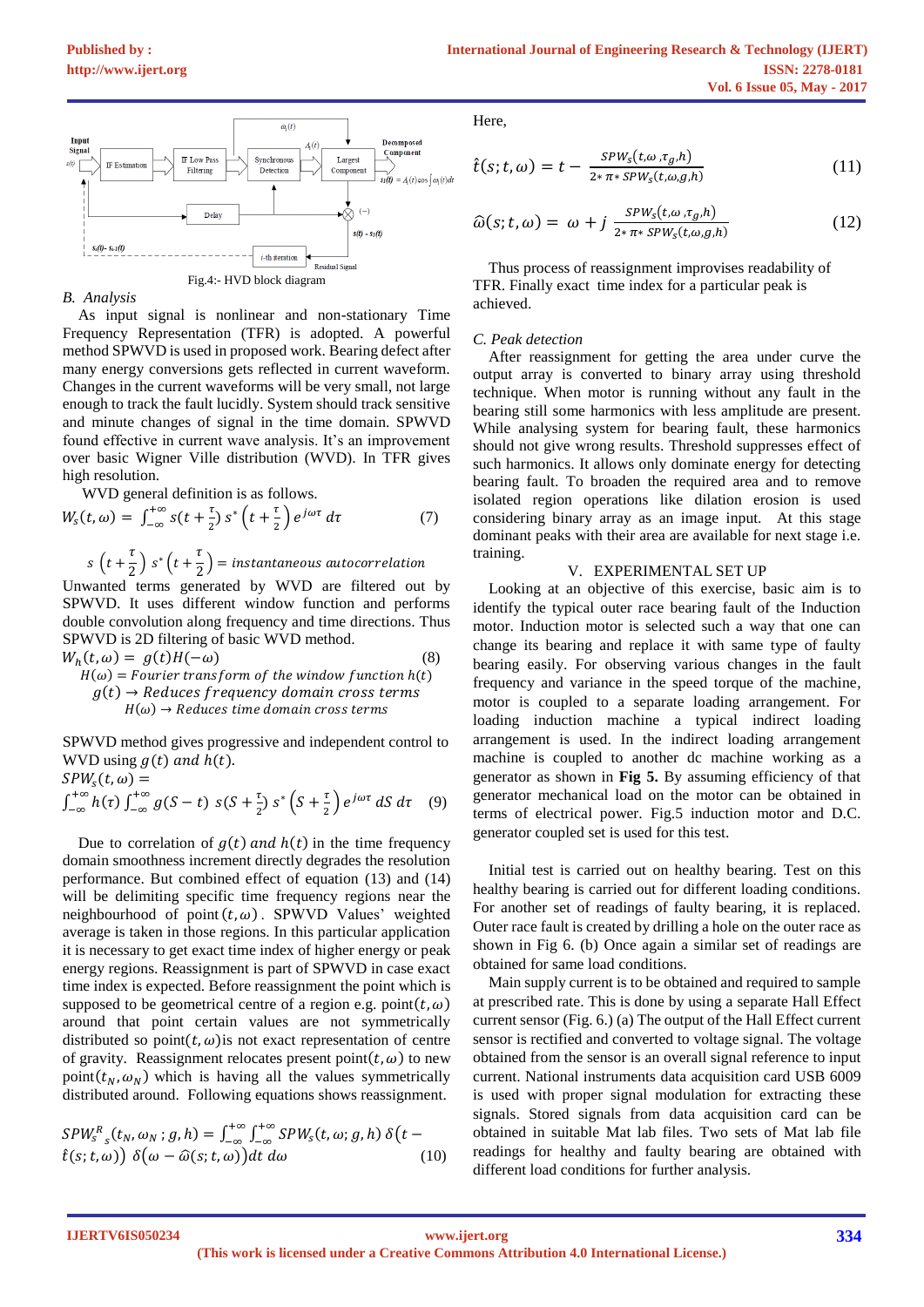Fig.4:- HVD block diagram

### B. Analysis

As input signal is nonlinear and non-stationary Time Frequency Representation (TFR) is adopted. A powerful method SPWVD is used in proposed work. Bearing defect after many energy conversions gets reflected in current waveform. Changes in the current waveforms will be very small, not large enough to track the fault lucidly. System should track sensitive and minute changes of signal in the time domain. SPWVD found effective in current wave analysis. It's an improvement over basic Wigner Ville distribution (WVD). In TFR gives high resolution.

WVD general definition is as follows.

$$W_s(t,\omega) = \int_{-\infty}^{+\infty} s(t+\tfrac{\tau}{2})\, s^*\left(t+\tfrac{\tau}{2}\right) e^{j\omega\tau}\, d\tau \qquad (7)$$

$$s\left(t+\frac{\tau}{2}\right) s^*\left(t+\frac{\tau}{2}\right) = instantaneous\ autocorrelation$$

Unwanted terms generated by WVD are filtered out by SPWVD. It uses different window function and performs double convolution along frequency and time directions. Thus SPWVD is 2D filtering of basic WVD method.

$$W_h(t,\omega) = g(t)H(-\omega) \qquad (8)$$

$H(\omega) = Fourier\ transform\ of\ the\ window\ function\ h(t)$

$g(t) \rightarrow Reduces\ frequency\ domain\ cross\ terms$

$H(\omega) \rightarrow Reduces\ time\ domain\ cross\ terms$

SPWVD method gives progressive and independent control to WVD using $g(t)$ and $h(t)$.

$$SPW_s(t,\omega) = \int_{-\infty}^{+\infty} h(\tau) \int_{-\infty}^{+\infty} g(S-t)\; s(S+\tfrac{\tau}{2})\, s^*\left(S+\tfrac{\tau}{2}\right) e^{j\omega\tau}\, dS\, d\tau \qquad (9)$$

Due to correlation of $g(t)$ and $h(t)$ in the time frequency domain smoothness increment directly degrades the resolution performance. But combined effect of equation (13) and (14) will be delimiting specific time frequency regions near the neighbourhood of point $(t,\omega)$. SPWVD Values' weighted average is taken in those regions. In this particular application it is necessary to get exact time index of higher energy or peak energy regions. Reassignment is part of SPWVD in case exact time index is expected. Before reassignment the point which is supposed to be geometrical centre of a region e.g. point$(t,\omega)$ around that point certain values are not symmetrically distributed so point$(t,\omega)$is not exact representation of centre of gravity. Reassignment relocates present point$(t,\omega)$ to new point$(t_N,\omega_N)$ which is having all the values symmetrically distributed around. Following equations shows reassignment.

$$SPW^R_{s\,s}(t_N,\omega_N\,;g,h) = \int_{-\infty}^{+\infty}\int_{-\infty}^{+\infty} SPW_s(t,\omega;g,h)\,\delta\big(t-\hat{t}(s;t,\omega)\big)\,\delta\big(\omega-\widehat{\omega}(s;t,\omega)\big)dt\,d\omega \qquad (10)$$

Here,

$$\hat{t}(s;t,\omega) = t - \frac{SPW_s(t,\omega,\tau_g,h)}{2*\pi*SPW_s(t,\omega,g,h)} \qquad (11)$$

$$\widehat{\omega}(s;t,\omega) = \omega + j\,\frac{SPW_s(t,\omega,\tau_g,h)}{2*\pi*SPW_s(t,\omega,g,h)} \qquad (12)$$

Thus process of reassignment improvises readability of TFR. Finally exact time index for a particular peak is achieved.

### C. Peak detection

After reassignment for getting the area under curve the output array is converted to binary array using threshold technique. When motor is running without any fault in the bearing still some harmonics with less amplitude are present. While analysing system for bearing fault, these harmonics should not give wrong results. Threshold suppresses effect of such harmonics. It allows only dominate energy for detecting bearing fault. To broaden the required area and to remove isolated region operations like dilation erosion is used considering binary array as an image input. At this stage dominant peaks with their area are available for next stage i.e. training.

## V. EXPERIMENTAL SET UP

Looking at an objective of this exercise, basic aim is to identify the typical outer race bearing fault of the Induction motor. Induction motor is selected such a way that one can change its bearing and replace it with same type of faulty bearing easily. For observing various changes in the fault frequency and variance in the speed torque of the machine, motor is coupled to a separate loading arrangement. For loading induction machine a typical indirect loading arrangement is used. In the indirect loading arrangement machine is coupled to another dc machine working as a generator as shown in **Fig 5.** By assuming efficiency of that generator mechanical load on the motor can be obtained in terms of electrical power. Fig.5 induction motor and D.C. generator coupled set is used for this test.

Initial test is carried out on healthy bearing. Test on this healthy bearing is carried out for different loading conditions. For another set of readings of faulty bearing, it is replaced. Outer race fault is created by drilling a hole on the outer race as shown in Fig 6. (b) Once again a similar set of readings are obtained for same load conditions.

Main supply current is to be obtained and required to sample at prescribed rate. This is done by using a separate Hall Effect current sensor (Fig. 6.) (a) The output of the Hall Effect current sensor is rectified and converted to voltage signal. The voltage obtained from the sensor is an overall signal reference to input current. National instruments data acquisition card USB 6009 is used with proper signal modulation for extracting these signals. Stored signals from data acquisition card can be obtained in suitable Mat lab files. Two sets of Mat lab file readings for healthy and faulty bearing are obtained with different load conditions for further analysis.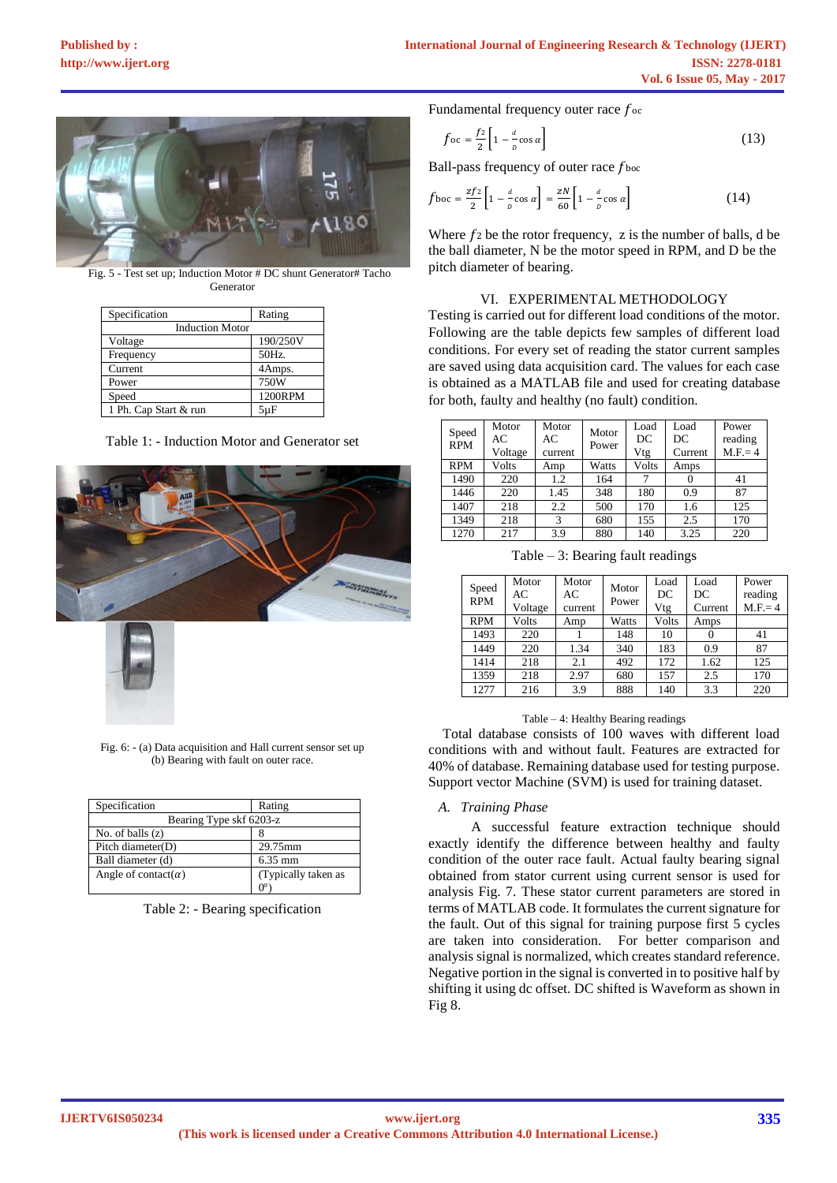Fig. 5 - Test set up; Induction Motor # DC shunt Generator# Tacho Generator

| Specification | Rating |
|---|---|
| Induction Motor | |
| Voltage | 190/250V |
| Frequency | 50Hz. |
| Current | 4Amps. |
| Power | 750W |
| Speed | 1200RPM |
| 1 Ph. Cap Start & run | 5µF |

Table 1: - Induction Motor and Generator set

Fig. 6: - (a) Data acquisition and Hall current sensor set up (b) Bearing with fault on outer race.

| Specification | Rating |
|---|---|
| Bearing Type skf 6203-z | |
| No. of balls (z) | 8 |
| Pitch diameter(D) | 29.75mm |
| Ball diameter (d) | 6.35 mm |
| Angle of contact($\alpha$) | (Typically taken as 0°) |

Table 2: - Bearing specification

Fundamental frequency outer race $f_{oc}$

$$f_{oc} = \frac{f_2}{2}\left[1 - \frac{d}{D}\cos\alpha\right] \tag{13}$$

Ball-pass frequency of outer race $f_{boc}$

$$f_{boc} = \frac{zf_2}{2}\left[1 - \frac{d}{D}\cos\alpha\right] = \frac{zN}{60}\left[1 - \frac{d}{D}\cos\alpha\right] \tag{14}$$

Where $f_2$ be the rotor frequency, z is the number of balls, d be the ball diameter, N be the motor speed in RPM, and D be the pitch diameter of bearing.

## VI. EXPERIMENTAL METHODOLOGY

Testing is carried out for different load conditions of the motor. Following are the table depicts few samples of different load conditions. For every set of reading the stator current samples are saved using data acquisition card. The values for each case is obtained as a MATLAB file and used for creating database for both, faulty and healthy (no fault) condition.

| Speed RPM | Motor AC Voltage | Motor AC current | Motor Power | Load DC Vtg | Load DC Current | Power reading M.F.= 4 |
|---|---|---|---|---|---|---|
| RPM | Volts | Amp | Watts | Volts | Amps | |
| 1490 | 220 | 1.2 | 164 | 7 | 0 | 41 |
| 1446 | 220 | 1.45 | 348 | 180 | 0.9 | 87 |
| 1407 | 218 | 2.2 | 500 | 170 | 1.6 | 125 |
| 1349 | 218 | 3 | 680 | 155 | 2.5 | 170 |
| 1270 | 217 | 3.9 | 880 | 140 | 3.25 | 220 |

Table – 3: Bearing fault readings

| Speed RPM | Motor AC Voltage | Motor AC current | Motor Power | Load DC Vtg | Load DC Current | Power reading M.F.= 4 |
|---|---|---|---|---|---|---|
| RPM | Volts | Amp | Watts | Volts | Amps | |
| 1493 | 220 | 1 | 148 | 10 | 0 | 41 |
| 1449 | 220 | 1.34 | 340 | 183 | 0.9 | 87 |
| 1414 | 218 | 2.1 | 492 | 172 | 1.62 | 125 |
| 1359 | 218 | 2.97 | 680 | 157 | 2.5 | 170 |
| 1277 | 216 | 3.9 | 888 | 140 | 3.3 | 220 |

Table – 4: Healthy Bearing readings

Total database consists of 100 waves with different load conditions with and without fault. Features are extracted for 40% of database. Remaining database used for testing purpose. Support vector Machine (SVM) is used for training dataset.

### *A. Training Phase*

A successful feature extraction technique should exactly identify the difference between healthy and faulty condition of the outer race fault. Actual faulty bearing signal obtained from stator current using current sensor is used for analysis Fig. 7. These stator current parameters are stored in terms of MATLAB code. It formulates the current signature for the fault. Out of this signal for training purpose first 5 cycles are taken into consideration. For better comparison and analysis signal is normalized, which creates standard reference. Negative portion in the signal is converted in to positive half by shifting it using dc offset. DC shifted is Waveform as shown in Fig 8.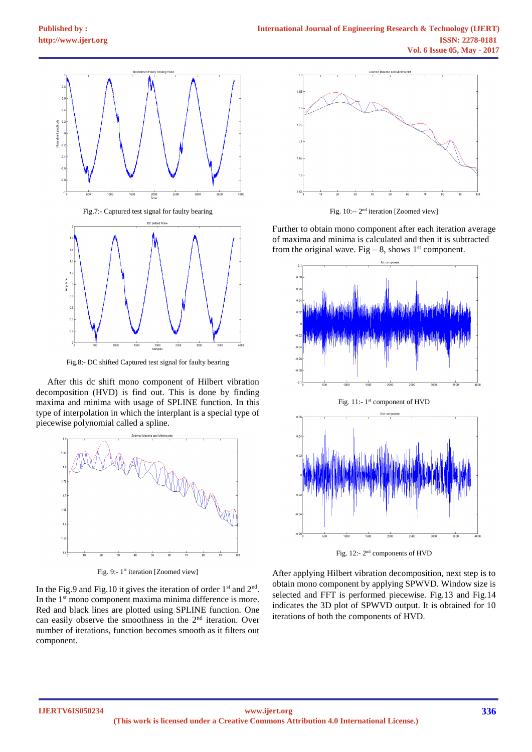Fig.7:- Captured test signal for faulty bearing

Fig.8:- DC shifted Captured test signal for faulty bearing

After this dc shift mono component of Hilbert vibration decomposition (HVD) is find out. This is done by finding maxima and minima with usage of SPLINE function. In this type of interpolation in which the interplant is a special type of piecewise polynomial called a spline.

Fig. 9:- 1st iteration [Zoomed view]

In the Fig.9 and Fig.10 it gives the iteration of order 1st and 2nd. In the 1st mono component maxima minima difference is more. Red and black lines are plotted using SPLINE function. One can easily observe the smoothness in the 2nd iteration. Over number of iterations, function becomes smooth as it filters out component.

Fig. 10:-- 2nd iteration [Zoomed view]

Further to obtain mono component after each iteration average of maxima and minima is calculated and then it is subtracted from the original wave. Fig – 8, shows 1st component.

Fig. 11:- 1st component of HVD

Fig. 12:- 2nd components of HVD

After applying Hilbert vibration decomposition, next step is to obtain mono component by applying SPWVD. Window size is selected and FFT is performed piecewise. Fig.13 and Fig.14 indicates the 3D plot of SPWVD output. It is obtained for 10 iterations of both the components of HVD.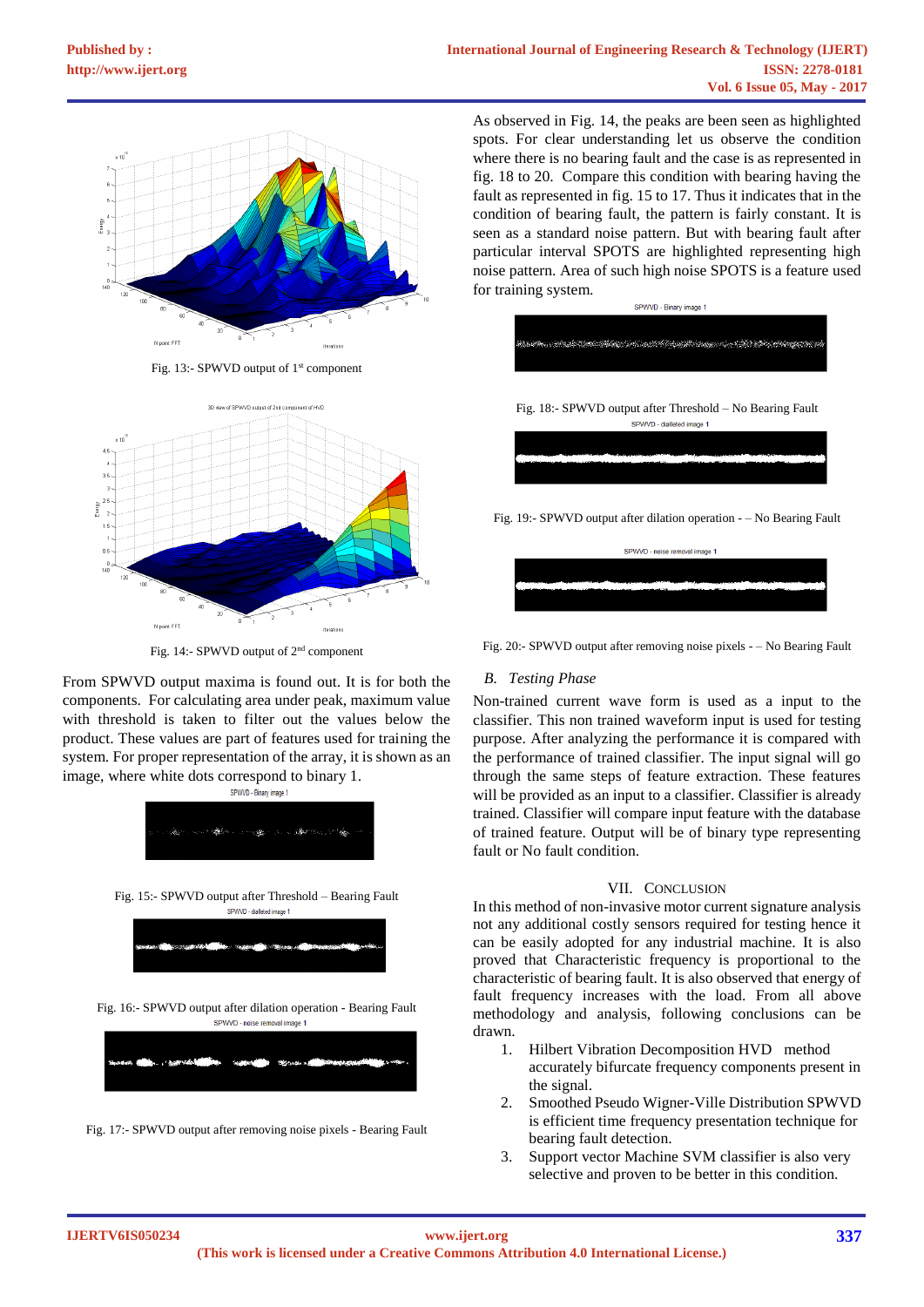Fig. 13:- SPWVD output of 1[st] component

Fig. 14:- SPWVD output of 2[nd] component

From SPWVD output maxima is found out. It is for both the components. For calculating area under peak, maximum value with threshold is taken to filter out the values below the product. These values are part of features used for training the system. For proper representation of the array, it is shown as an image, where white dots correspond to binary 1.

Fig. 15:- SPWVD output after Threshold – Bearing Fault

Fig. 16:- SPWVD output after dilation operation - Bearing Fault

Fig. 17:- SPWVD output after removing noise pixels - Bearing Fault

As observed in Fig. 14, the peaks are been seen as highlighted spots. For clear understanding let us observe the condition where there is no bearing fault and the case is as represented in fig. 18 to 20. Compare this condition with bearing having the fault as represented in fig. 15 to 17. Thus it indicates that in the condition of bearing fault, the pattern is fairly constant. It is seen as a standard noise pattern. But with bearing fault after particular interval SPOTS are highlighted representing high noise pattern. Area of such high noise SPOTS is a feature used for training system.

Fig. 18:- SPWVD output after Threshold – No Bearing Fault

Fig. 19:- SPWVD output after dilation operation - – No Bearing Fault

Fig. 20:- SPWVD output after removing noise pixels - – No Bearing Fault

### *B. Testing Phase*

Non-trained current wave form is used as a input to the classifier. This non trained waveform input is used for testing purpose. After analyzing the performance it is compared with the performance of trained classifier. The input signal will go through the same steps of feature extraction. These features will be provided as an input to a classifier. Classifier is already trained. Classifier will compare input feature with the database of trained feature. Output will be of binary type representing fault or No fault condition.

## VII. CONCLUSION

In this method of non-invasive motor current signature analysis not any additional costly sensors required for testing hence it can be easily adopted for any industrial machine. It is also proved that Characteristic frequency is proportional to the characteristic of bearing fault. It is also observed that energy of fault frequency increases with the load. From all above methodology and analysis, following conclusions can be drawn.

1. Hilbert Vibration Decomposition HVD method accurately bifurcate frequency components present in the signal.
2. Smoothed Pseudo Wigner-Ville Distribution SPWVD is efficient time frequency presentation technique for bearing fault detection.
3. Support vector Machine SVM classifier is also very selective and proven to be better in this condition.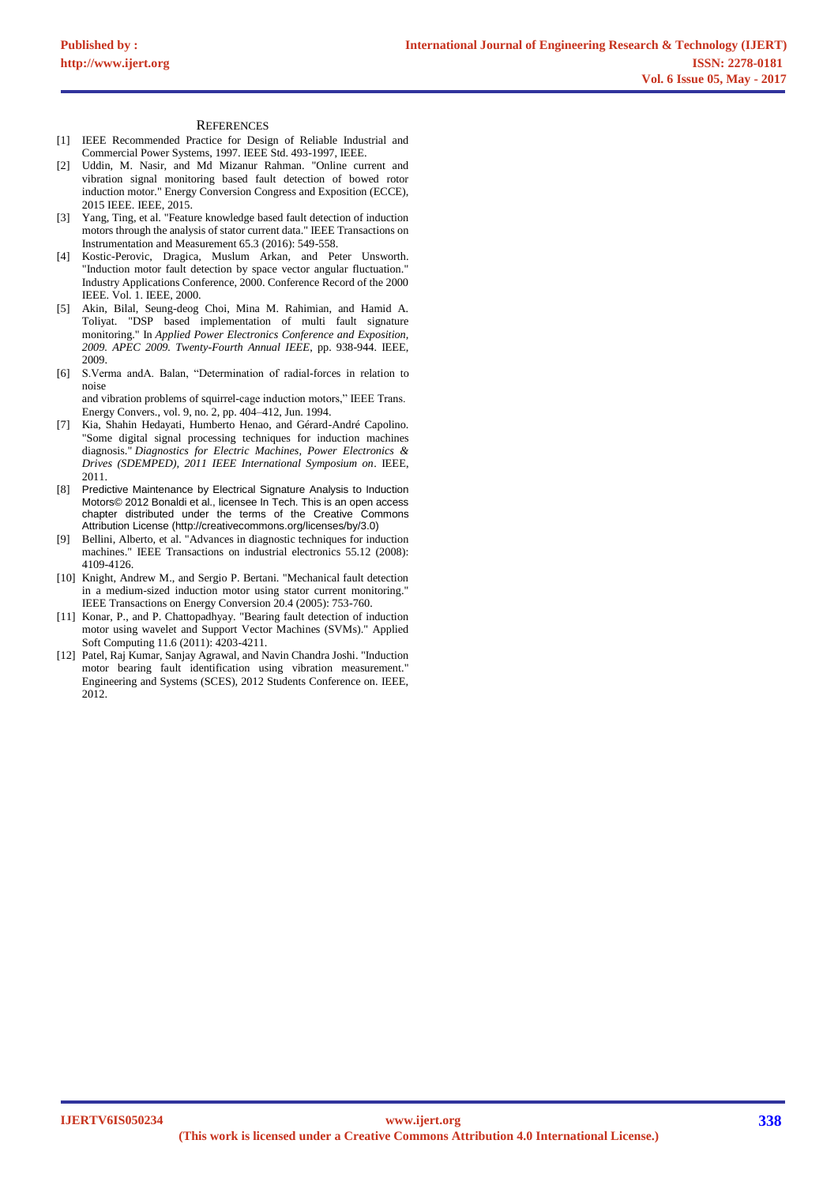## REFERENCES

[1] IEEE Recommended Practice for Design of Reliable Industrial and Commercial Power Systems, 1997. IEEE Std. 493-1997, IEEE.

[2] Uddin, M. Nasir, and Md Mizanur Rahman. "Online current and vibration signal monitoring based fault detection of bowed rotor induction motor." Energy Conversion Congress and Exposition (ECCE), 2015 IEEE. IEEE, 2015.

[3] Yang, Ting, et al. "Feature knowledge based fault detection of induction motors through the analysis of stator current data." IEEE Transactions on Instrumentation and Measurement 65.3 (2016): 549-558.

[4] Kostic-Perovic, Dragica, Muslum Arkan, and Peter Unsworth. "Induction motor fault detection by space vector angular fluctuation." Industry Applications Conference, 2000. Conference Record of the 2000 IEEE. Vol. 1. IEEE, 2000.

[5] Akin, Bilal, Seung-deog Choi, Mina M. Rahimian, and Hamid A. Toliyat. "DSP based implementation of multi fault signature monitoring." In *Applied Power Electronics Conference and Exposition, 2009. APEC 2009. Twenty-Fourth Annual IEEE*, pp. 938-944. IEEE, 2009.

[6] S.Verma andA. Balan, "Determination of radial-forces in relation to noise and vibration problems of squirrel-cage induction motors," IEEE Trans. Energy Convers., vol. 9, no. 2, pp. 404–412, Jun. 1994.

[7] Kia, Shahin Hedayati, Humberto Henao, and Gérard-André Capolino. "Some digital signal processing techniques for induction machines diagnosis." *Diagnostics for Electric Machines, Power Electronics & Drives (SDEMPED), 2011 IEEE International Symposium on*. IEEE, 2011.

[8] Predictive Maintenance by Electrical Signature Analysis to Induction Motors© 2012 Bonaldi et al., licensee In Tech. This is an open access chapter distributed under the terms of the Creative Commons Attribution License (http://creativecommons.org/licenses/by/3.0)

[9] Bellini, Alberto, et al. "Advances in diagnostic techniques for induction machines." IEEE Transactions on industrial electronics 55.12 (2008): 4109-4126.

[10] Knight, Andrew M., and Sergio P. Bertani. "Mechanical fault detection in a medium-sized induction motor using stator current monitoring." IEEE Transactions on Energy Conversion 20.4 (2005): 753-760.

[11] Konar, P., and P. Chattopadhyay. "Bearing fault detection of induction motor using wavelet and Support Vector Machines (SVMs)." Applied Soft Computing 11.6 (2011): 4203-4211.

[12] Patel, Raj Kumar, Sanjay Agrawal, and Navin Chandra Joshi. "Induction motor bearing fault identification using vibration measurement." Engineering and Systems (SCES), 2012 Students Conference on. IEEE, 2012.